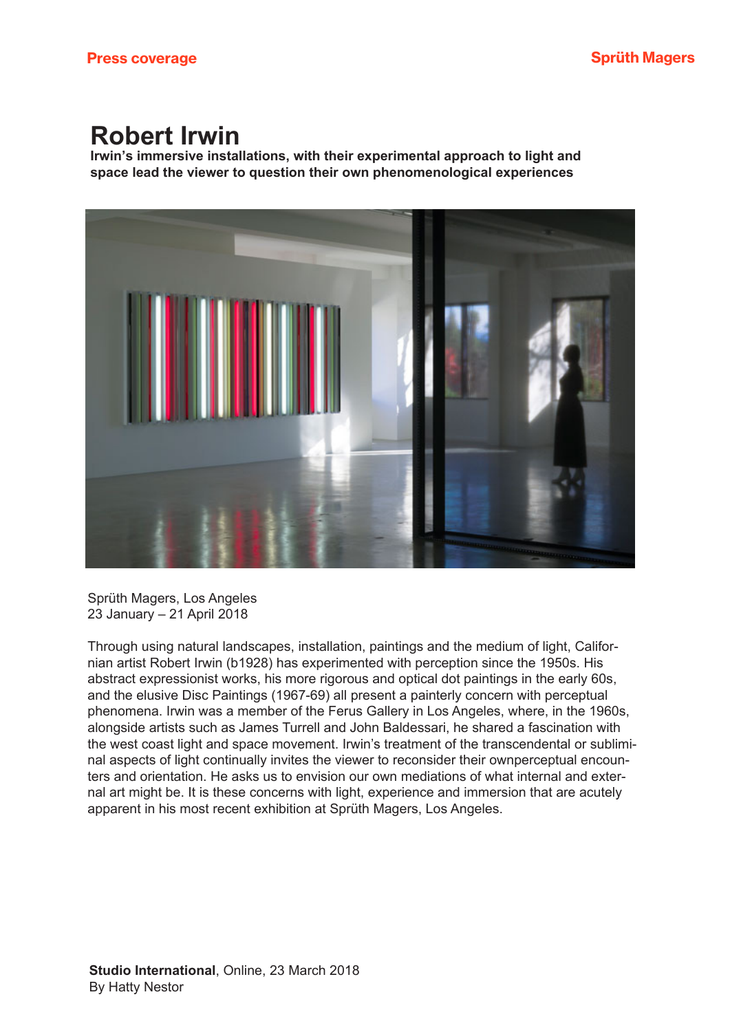Press coverage

Sprüth Magers

# Robert Irwin

**Irwin's immersive installations, with their experimental approach to light and space lead the viewer to question their own phenomenological experiences**

Sprüth Magers, Los Angeles
23 January – 21 April 2018

Through using natural landscapes, installation, paintings and the medium of light, Californian artist Robert Irwin (b1928) has experimented with perception since the 1950s. His abstract expressionist works, his more rigorous and optical dot paintings in the early 60s, and the elusive Disc Paintings (1967-69) all present a painterly concern with perceptual phenomena. Irwin was a member of the Ferus Gallery in Los Angeles, where, in the 1960s, alongside artists such as James Turrell and John Baldessari, he shared a fascination with the west coast light and space movement. Irwin's treatment of the transcendental or subliminal aspects of light continually invites the viewer to reconsider their ownperceptual encounters and orientation. He asks us to envision our own mediations of what internal and external art might be. It is these concerns with light, experience and immersion that are acutely apparent in his most recent exhibition at Sprüth Magers, Los Angeles.

**Studio International**, Online, 23 March 2018
By Hatty Nestor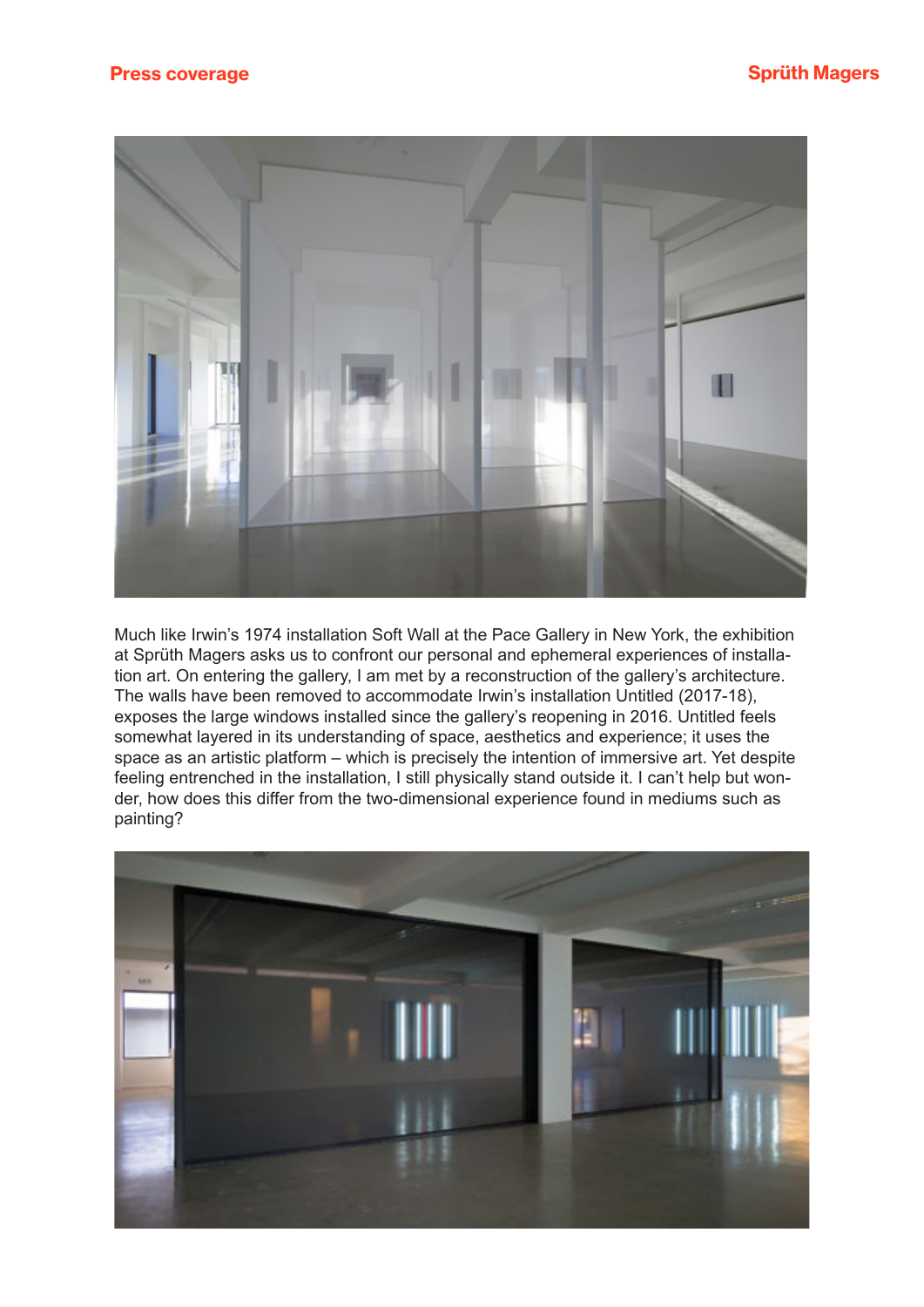Much like Irwin's 1974 installation Soft Wall at the Pace Gallery in New York, the exhibition at Sprüth Magers asks us to confront our personal and ephemeral experiences of installation art. On entering the gallery, I am met by a reconstruction of the gallery's architecture. The walls have been removed to accommodate Irwin's installation Untitled (2017-18), exposes the large windows installed since the gallery's reopening in 2016. Untitled feels somewhat layered in its understanding of space, aesthetics and experience; it uses the space as an artistic platform – which is precisely the intention of immersive art. Yet despite feeling entrenched in the installation, I still physically stand outside it. I can't help but wonder, how does this differ from the two-dimensional experience found in mediums such as painting?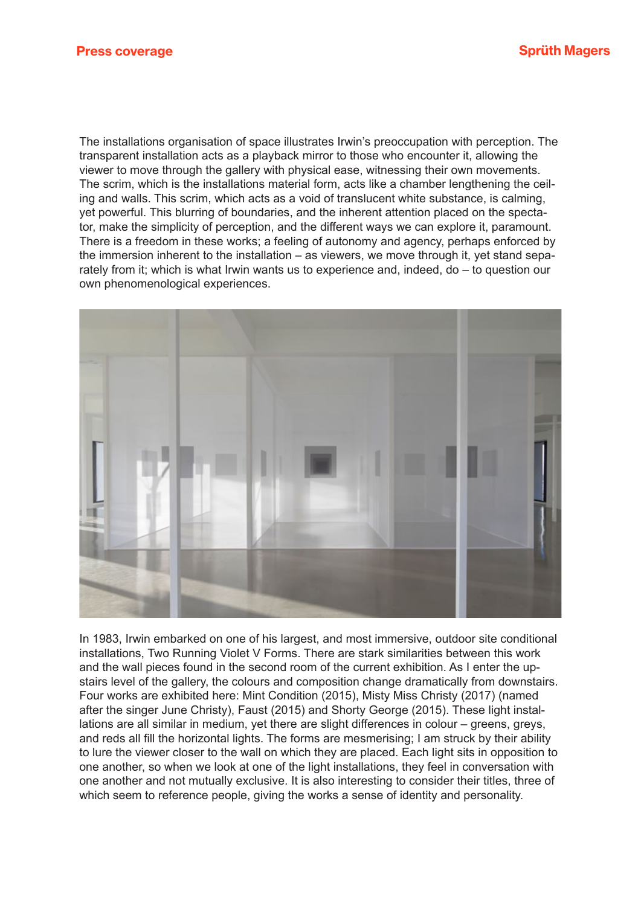The installations organisation of space illustrates Irwin's preoccupation with perception. The transparent installation acts as a playback mirror to those who encounter it, allowing the viewer to move through the gallery with physical ease, witnessing their own movements. The scrim, which is the installations material form, acts like a chamber lengthening the ceiling and walls. This scrim, which acts as a void of translucent white substance, is calming, yet powerful. This blurring of boundaries, and the inherent attention placed on the spectator, make the simplicity of perception, and the different ways we can explore it, paramount. There is a freedom in these works; a feeling of autonomy and agency, perhaps enforced by the immersion inherent to the installation – as viewers, we move through it, yet stand separately from it; which is what Irwin wants us to experience and, indeed, do – to question our own phenomenological experiences.

In 1983, Irwin embarked on one of his largest, and most immersive, outdoor site conditional installations, Two Running Violet V Forms. There are stark similarities between this work and the wall pieces found in the second room of the current exhibition. As I enter the upstairs level of the gallery, the colours and composition change dramatically from downstairs. Four works are exhibited here: Mint Condition (2015), Misty Miss Christy (2017) (named after the singer June Christy), Faust (2015) and Shorty George (2015). These light installations are all similar in medium, yet there are slight differences in colour – greens, greys, and reds all fill the horizontal lights. The forms are mesmerising; I am struck by their ability to lure the viewer closer to the wall on which they are placed. Each light sits in opposition to one another, so when we look at one of the light installations, they feel in conversation with one another and not mutually exclusive. It is also interesting to consider their titles, three of which seem to reference people, giving the works a sense of identity and personality.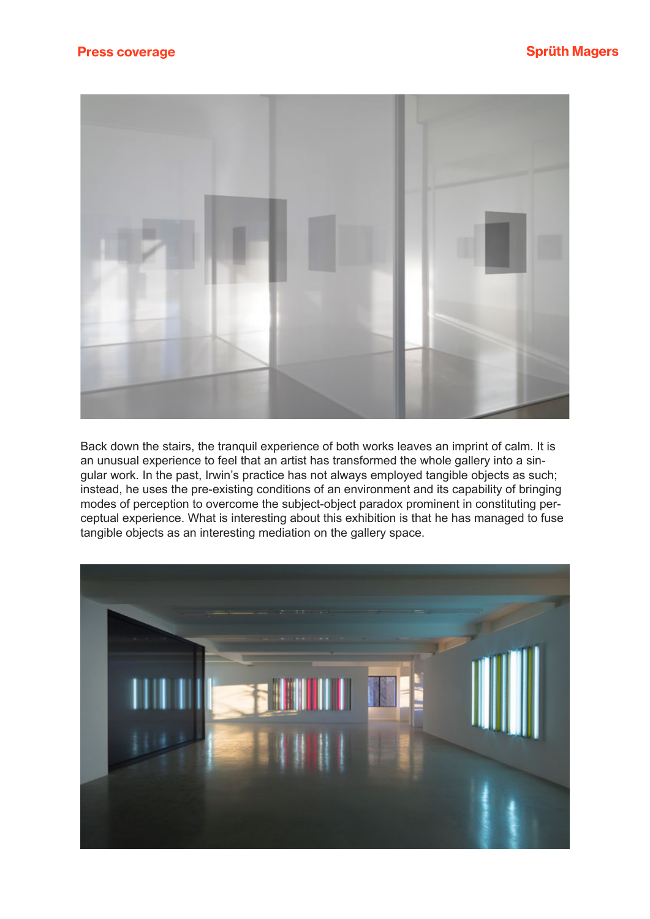Back down the stairs, the tranquil experience of both works leaves an imprint of calm. It is an unusual experience to feel that an artist has transformed the whole gallery into a singular work. In the past, Irwin's practice has not always employed tangible objects as such; instead, he uses the pre-existing conditions of an environment and its capability of bringing modes of perception to overcome the subject-object paradox prominent in constituting perceptual experience. What is interesting about this exhibition is that he has managed to fuse tangible objects as an interesting mediation on the gallery space.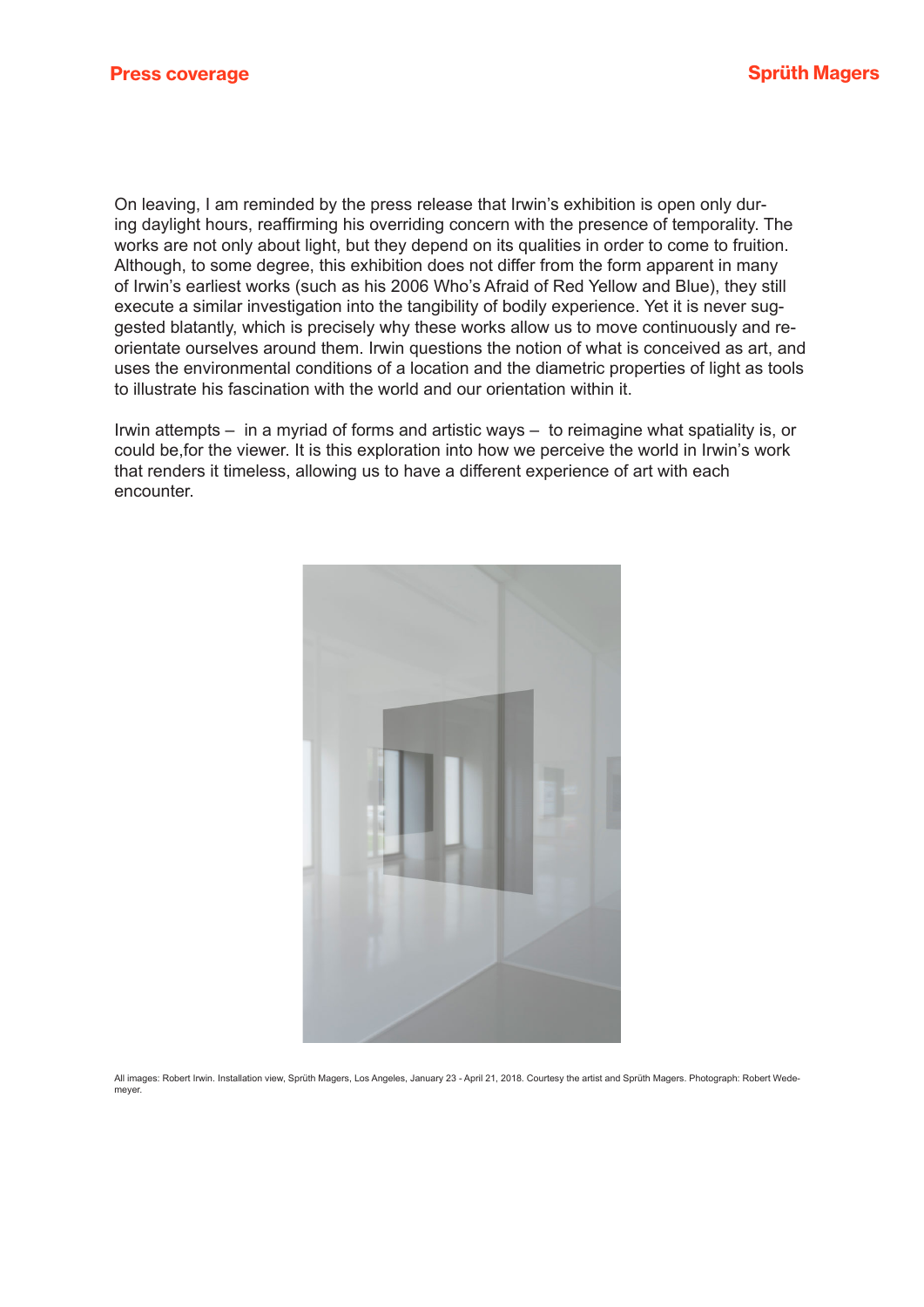On leaving, I am reminded by the press release that Irwin's exhibition is open only during daylight hours, reaffirming his overriding concern with the presence of temporality. The works are not only about light, but they depend on its qualities in order to come to fruition. Although, to some degree, this exhibition does not differ from the form apparent in many of Irwin's earliest works (such as his 2006 Who's Afraid of Red Yellow and Blue), they still execute a similar investigation into the tangibility of bodily experience. Yet it is never suggested blatantly, which is precisely why these works allow us to move continuously and reorientate ourselves around them. Irwin questions the notion of what is conceived as art, and uses the environmental conditions of a location and the diametric properties of light as tools to illustrate his fascination with the world and our orientation within it.

Irwin attempts – in a myriad of forms and artistic ways – to reimagine what spatiality is, or could be,for the viewer. It is this exploration into how we perceive the world in Irwin's work that renders it timeless, allowing us to have a different experience of art with each encounter.

All images: Robert Irwin. Installation view, Sprüth Magers, Los Angeles, January 23 - April 21, 2018. Courtesy the artist and Sprüth Magers. Photograph: Robert Wedemeyer.